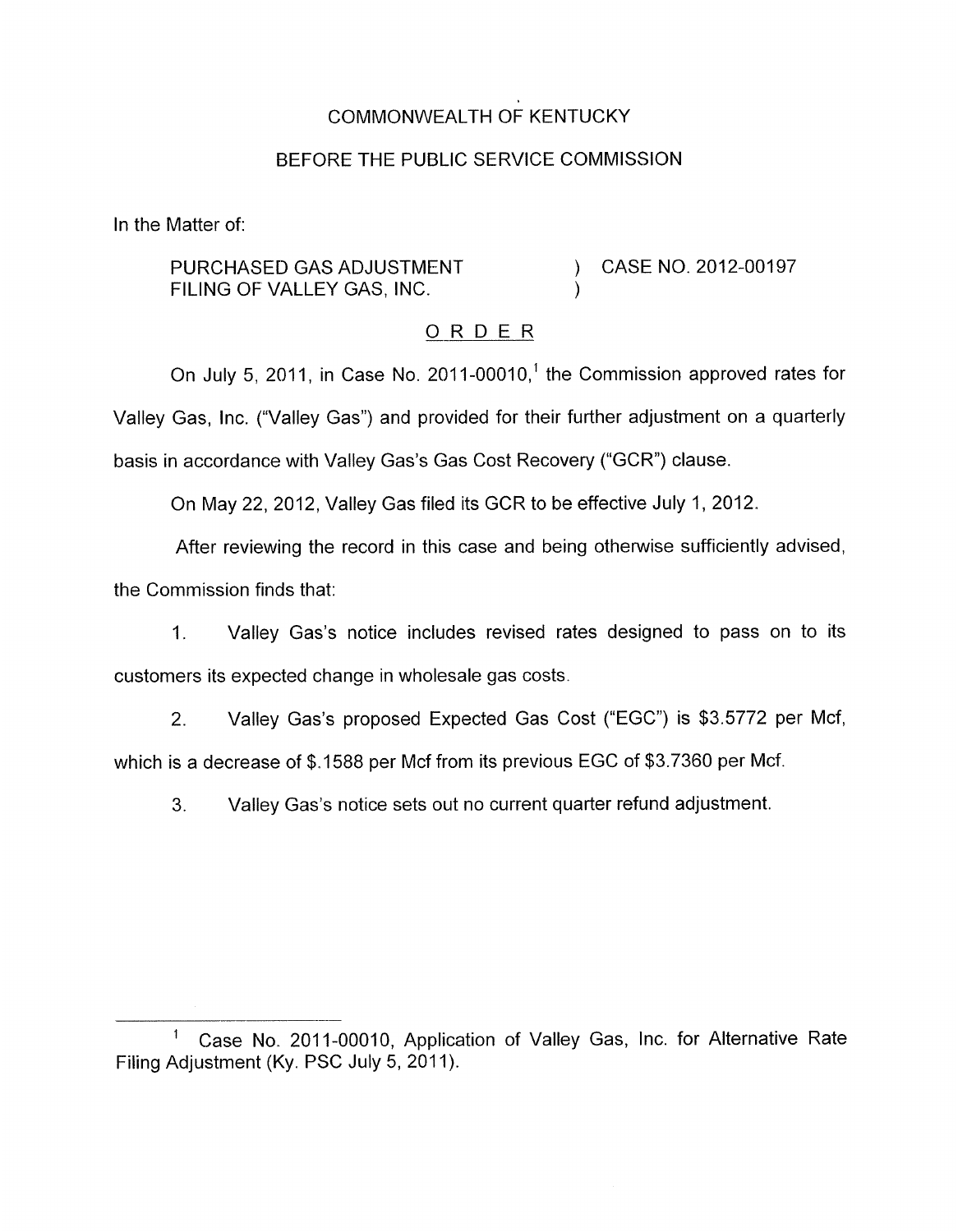COMMONWEALTH OF KENTUCKY

BEFORE THE PUBLIC SERVICE COMMISSION

In the Matter of:

PURCHASED GAS ADJUSTMENT FILING OF VALLEY GAS, INC. ) CASE NO. 2012-00197

ORDER

On July 5, 2011, in Case No. 2011-00010,[1] the Commission approved rates for Valley Gas, Inc. ("Valley Gas") and provided for their further adjustment on a quarterly basis in accordance with Valley Gas's Gas Cost Recovery ("GCR") clause.

On May 22, 2012, Valley Gas filed its GCR to be effective July 1, 2012.

After reviewing the record in this case and being otherwise sufficiently advised, the Commission finds that:

1. Valley Gas's notice includes revised rates designed to pass on to its customers its expected change in wholesale gas costs.

2. Valley Gas's proposed Expected Gas Cost ("EGC") is \$3.5772 per Mcf, which is a decrease of \$.1588 per Mcf from its previous EGC of \$3.7360 per Mcf.

3. Valley Gas's notice sets out no current quarter refund adjustment.

---

[1] Case No. 2011-00010, Application of Valley Gas, Inc. for Alternative Rate Filing Adjustment (Ky. PSC July 5, 2011).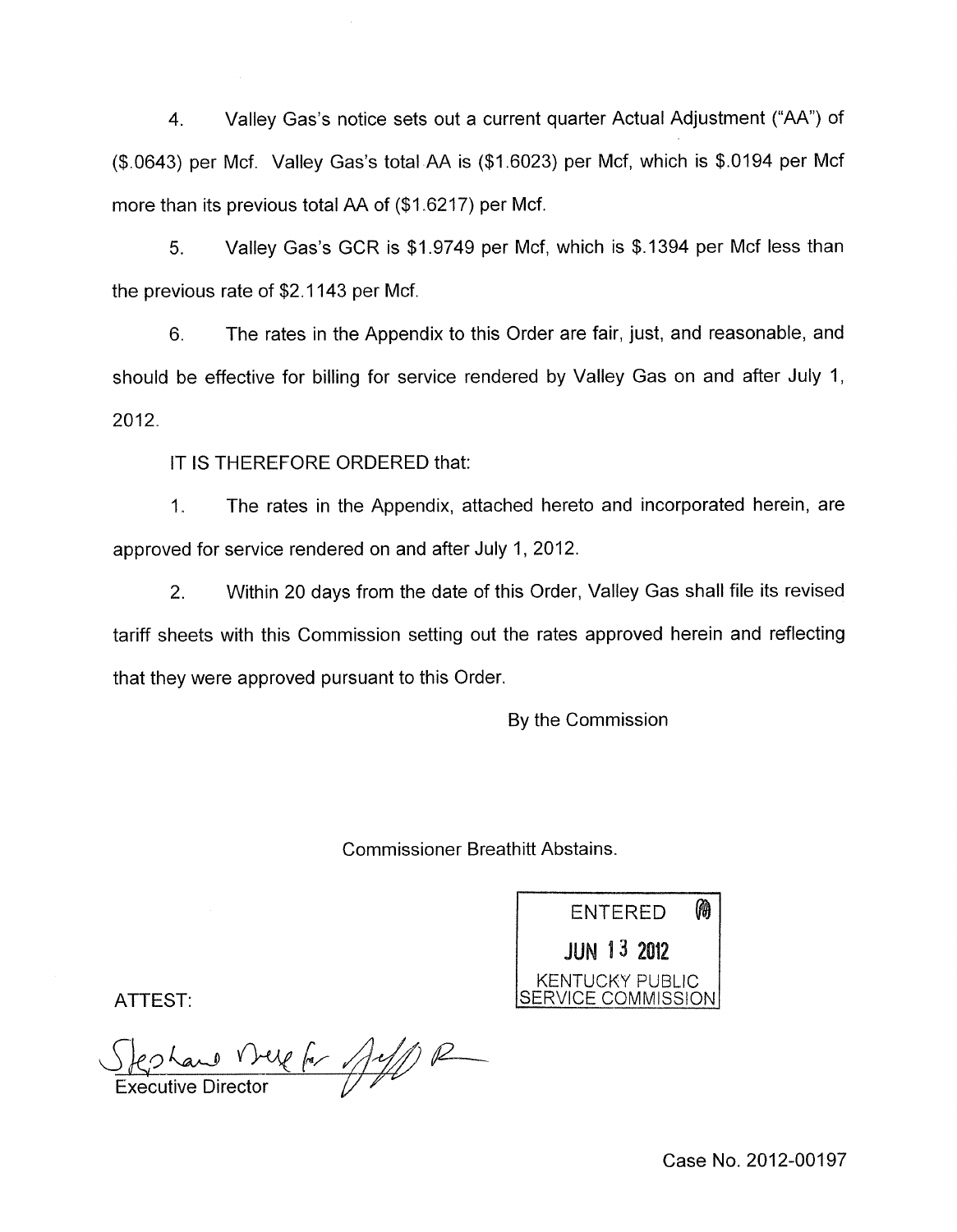4. Valley Gas's notice sets out a current quarter Actual Adjustment ("AA") of ($.0643) per Mcf. Valley Gas's total AA is ($1.6023) per Mcf, which is $.0194 per Mcf more than its previous total AA of ($1.6217) per Mcf.

5. Valley Gas's GCR is $1.9749 per Mcf, which is $.1394 per Mcf less than the previous rate of $2.1143 per Mcf.

6. The rates in the Appendix to this Order are fair, just, and reasonable, and should be effective for billing for service rendered by Valley Gas on and after July 1, 2012.

IT IS THEREFORE ORDERED that:

1. The rates in the Appendix, attached hereto and incorporated herein, are approved for service rendered on and after July 1, 2012.

2. Within 20 days from the date of this Order, Valley Gas shall file its revised tariff sheets with this Commission setting out the rates approved herein and reflecting that they were approved pursuant to this Order.

By the Commission

Commissioner Breathitt Abstains.

ENTERED
JUN 13 2012
KENTUCKY PUBLIC SERVICE COMMISSION

ATTEST:

Stephanie Bell for Jeff R

Executive Director

Case No. 2012-00197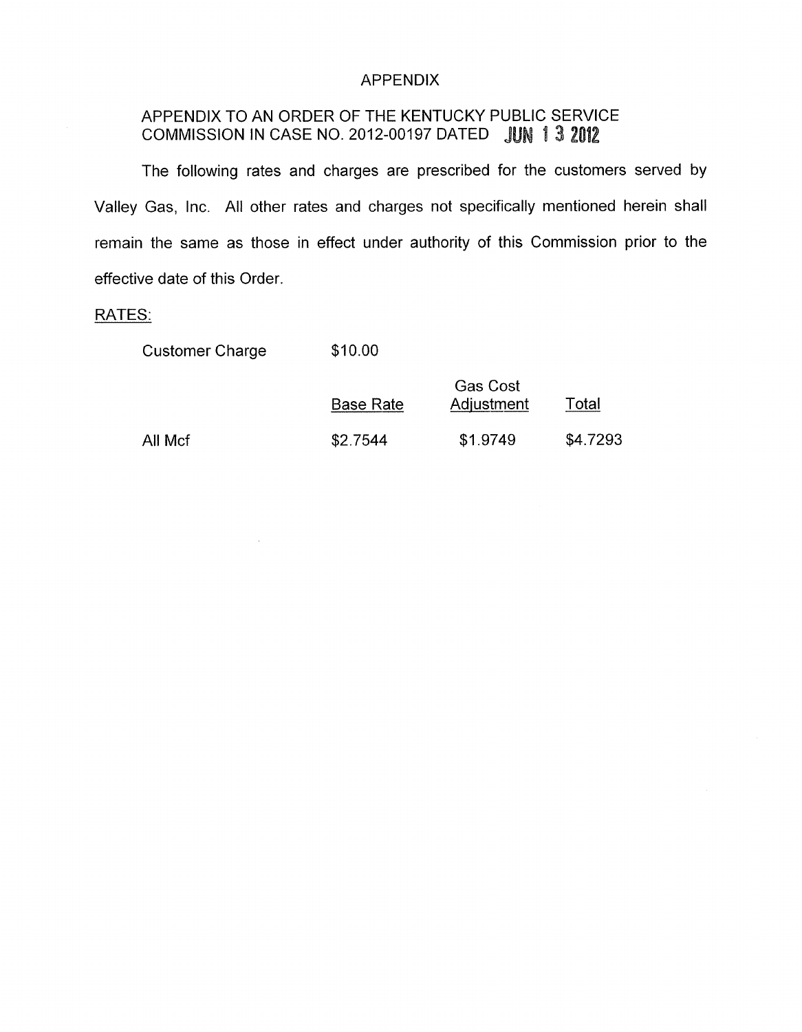# APPENDIX

## APPENDIX TO AN ORDER OF THE KENTUCKY PUBLIC SERVICE COMMISSION IN CASE NO. 2012-00197 DATED JUN 13 2012

The following rates and charges are prescribed for the customers served by Valley Gas, Inc. All other rates and charges not specifically mentioned herein shall remain the same as those in effect under authority of this Commission prior to the effective date of this Order.

RATES:

Customer Charge $10.00

| | Base Rate | Gas Cost Adjustment | Total |
|---|---|---|---|
| All Mcf | \$2.7544 | \$1.9749 | \$4.7293 |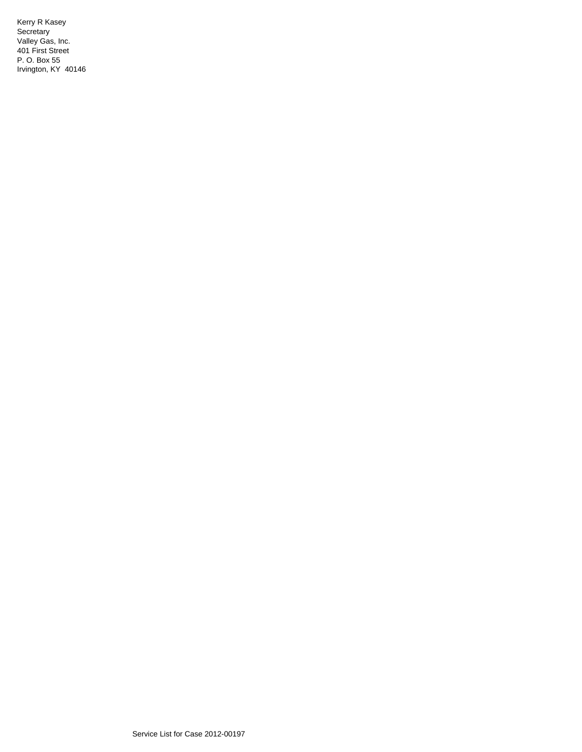Kerry R Kasey
Secretary
Valley Gas, Inc.
401 First Street
P. O. Box 55
Irvington, KY  40146

Service List for Case 2012-00197